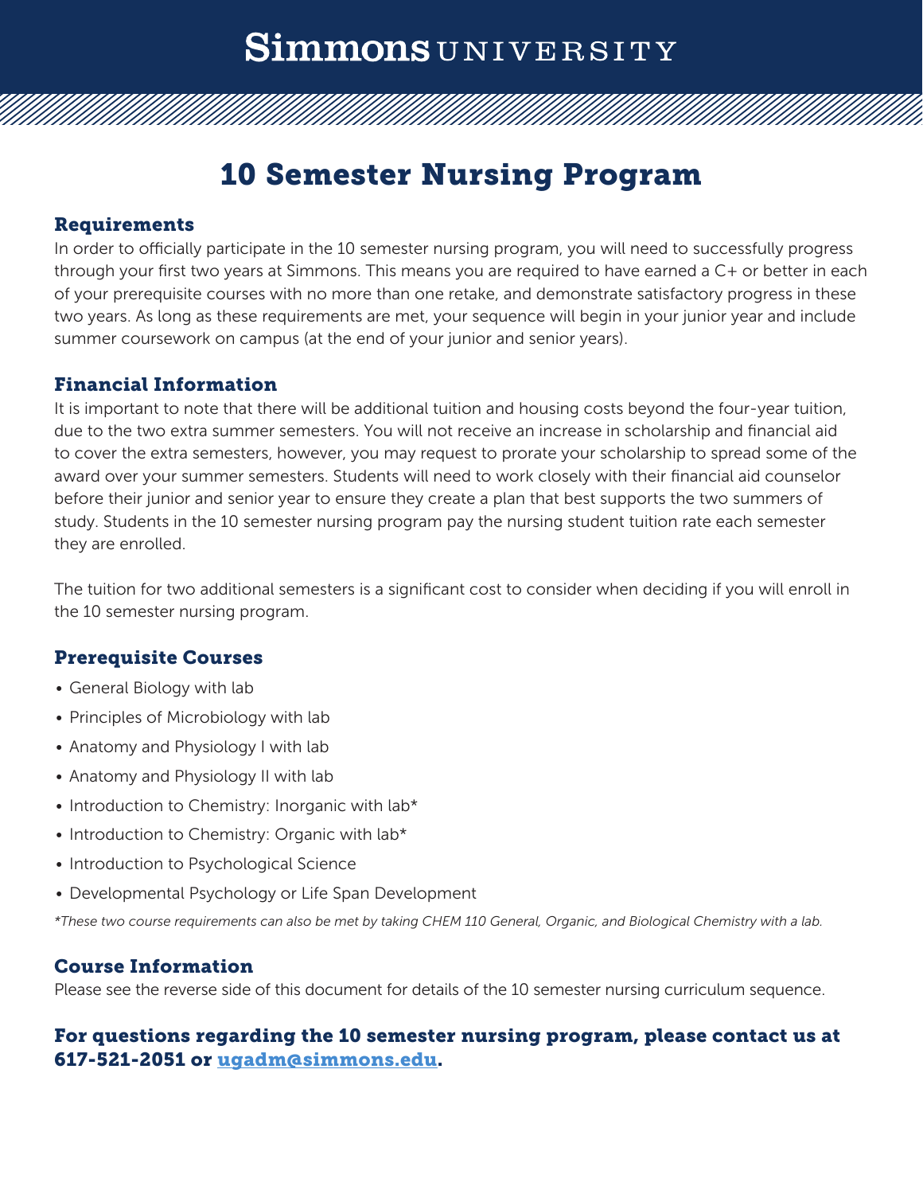# Simmons UNIVERSITY

# 10 Semester Nursing Program

## Requirements

In order to officially participate in the 10 semester nursing program, you will need to successfully progress through your first two years at Simmons. This means you are required to have earned a C+ or better in each of your prerequisite courses with no more than one retake, and demonstrate satisfactory progress in these two years. As long as these requirements are met, your sequence will begin in your junior year and include summer coursework on campus (at the end of your junior and senior years).

## Financial Information

It is important to note that there will be additional tuition and housing costs beyond the four-year tuition, due to the two extra summer semesters. You will not receive an increase in scholarship and financial aid to cover the extra semesters, however, you may request to prorate your scholarship to spread some of the award over your summer semesters. Students will need to work closely with their financial aid counselor before their junior and senior year to ensure they create a plan that best supports the two summers of study. Students in the 10 semester nursing program pay the nursing student tuition rate each semester they are enrolled.

The tuition for two additional semesters is a significant cost to consider when deciding if you will enroll in the 10 semester nursing program.

## Prerequisite Courses

- General Biology with lab
- Principles of Microbiology with lab
- Anatomy and Physiology I with lab
- Anatomy and Physiology II with lab
- Introduction to Chemistry: Inorganic with lab*
- Introduction to Chemistry: Organic with lab*
- Introduction to Psychological Science
- Developmental Psychology or Life Span Development

*\*These two course requirements can also be met by taking CHEM 110 General, Organic, and Biological Chemistry with a lab.*

## Course Information

Please see the reverse side of this document for details of the 10 semester nursing curriculum sequence.

**For questions regarding the 10 semester nursing program, please contact us at 617-521-2051 or ugadm@simmons.edu.**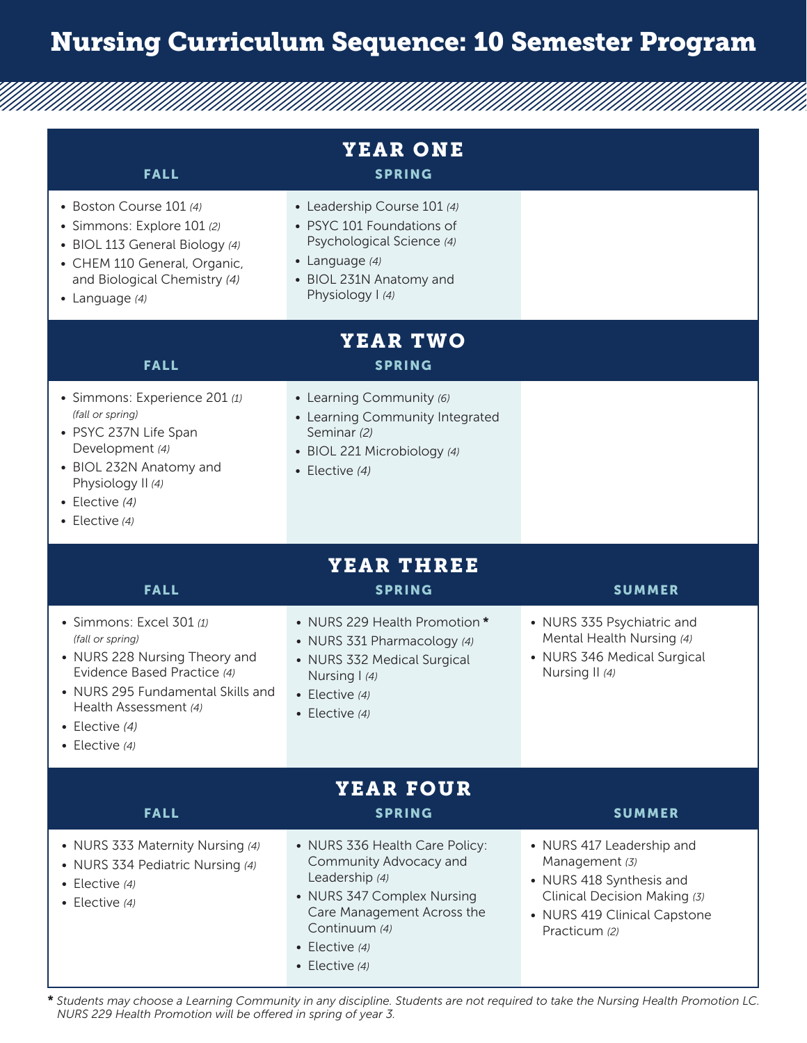# Nursing Curriculum Sequence: 10 Semester Program

## YEAR ONE

| FALL | SPRING | |
|---|---|---|
| • Boston Course 101 *(4)*<br>• Simmons: Explore 101 *(2)*<br>• BIOL 113 General Biology *(4)*<br>• CHEM 110 General, Organic, and Biological Chemistry *(4)*<br>• Language *(4)* | • Leadership Course 101 *(4)*<br>• PSYC 101 Foundations of Psychological Science *(4)*<br>• Language *(4)*<br>• BIOL 231N Anatomy and Physiology I *(4)* | |

## YEAR TWO

| FALL | SPRING | |
|---|---|---|
| • Simmons: Experience 201 *(1)* *(fall or spring)*<br>• PSYC 237N Life Span Development *(4)*<br>• BIOL 232N Anatomy and Physiology II *(4)*<br>• Elective *(4)*<br>• Elective *(4)* | • Learning Community *(6)*<br>• Learning Community Integrated Seminar *(2)*<br>• BIOL 221 Microbiology *(4)*<br>• Elective *(4)* | |

## YEAR THREE

| FALL | SPRING | SUMMER |
|---|---|---|
| • Simmons: Excel 301 *(1)* *(fall or spring)*<br>• NURS 228 Nursing Theory and Evidence Based Practice *(4)*<br>• NURS 295 Fundamental Skills and Health Assessment *(4)*<br>• Elective *(4)*<br>• Elective *(4)* | • NURS 229 Health Promotion *<br>• NURS 331 Pharmacology *(4)*<br>• NURS 332 Medical Surgical Nursing I *(4)*<br>• Elective *(4)*<br>• Elective *(4)* | • NURS 335 Psychiatric and Mental Health Nursing *(4)*<br>• NURS 346 Medical Surgical Nursing II *(4)* |

## YEAR FOUR

| FALL | SPRING | SUMMER |
|---|---|---|
| • NURS 333 Maternity Nursing *(4)*<br>• NURS 334 Pediatric Nursing *(4)*<br>• Elective *(4)*<br>• Elective *(4)* | • NURS 336 Health Care Policy: Community Advocacy and Leadership *(4)*<br>• NURS 347 Complex Nursing Care Management Across the Continuum *(4)*<br>• Elective *(4)*<br>• Elective *(4)* | • NURS 417 Leadership and Management *(3)*<br>• NURS 418 Synthesis and Clinical Decision Making *(3)*<br>• NURS 419 Clinical Capstone Practicum *(2)* |

* *Students may choose a Learning Community in any discipline. Students are not required to take the Nursing Health Promotion LC. NURS 229 Health Promotion will be offered in spring of year 3.*